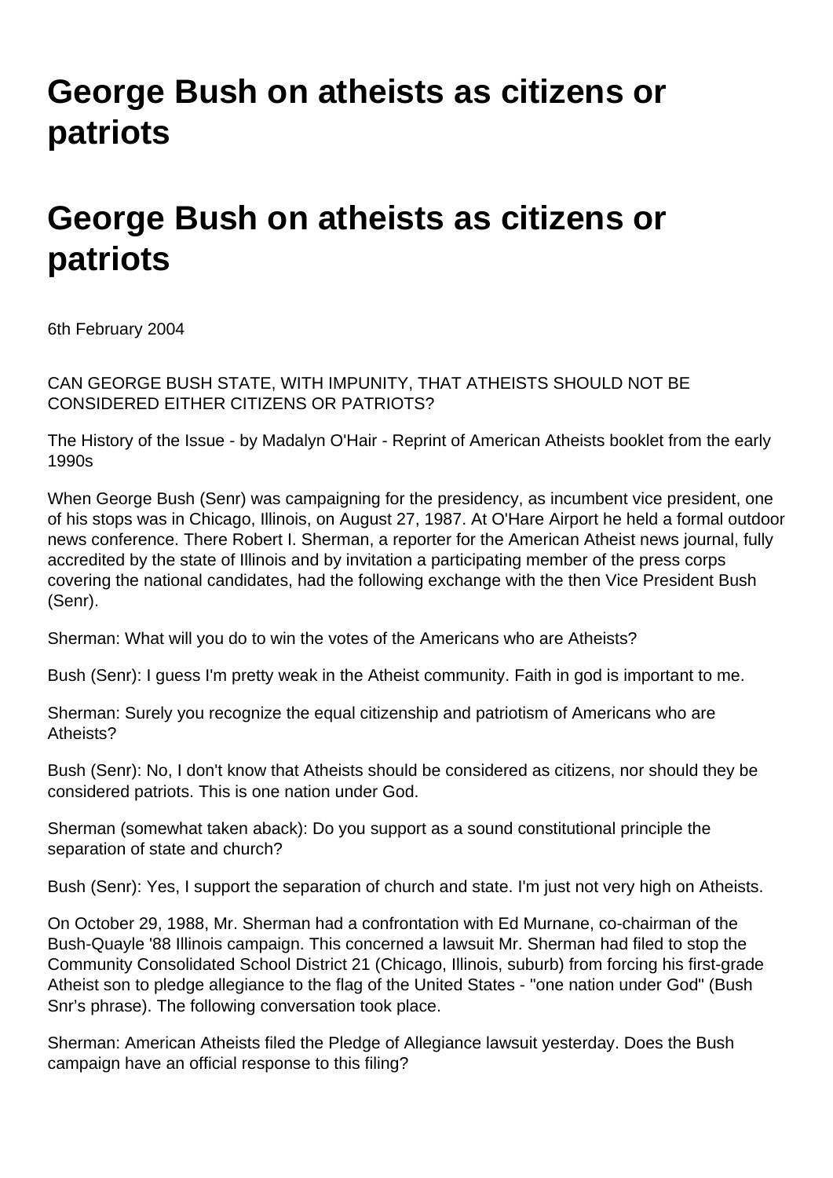# George Bush on atheists as citizens or patriots

# George Bush on atheists as citizens or patriots

6th February 2004

CAN GEORGE BUSH STATE, WITH IMPUNITY, THAT ATHEISTS SHOULD NOT BE CONSIDERED EITHER CITIZENS OR PATRIOTS?

The History of the Issue - by Madalyn O'Hair - Reprint of American Atheists booklet from the early 1990s

When George Bush (Senr) was campaigning for the presidency, as incumbent vice president, one of his stops was in Chicago, Illinois, on August 27, 1987. At O'Hare Airport he held a formal outdoor news conference. There Robert I. Sherman, a reporter for the American Atheist news journal, fully accredited by the state of Illinois and by invitation a participating member of the press corps covering the national candidates, had the following exchange with the then Vice President Bush (Senr).

Sherman: What will you do to win the votes of the Americans who are Atheists?

Bush (Senr): I guess I'm pretty weak in the Atheist community. Faith in god is important to me.

Sherman: Surely you recognize the equal citizenship and patriotism of Americans who are Atheists?

Bush (Senr): No, I don't know that Atheists should be considered as citizens, nor should they be considered patriots. This is one nation under God.

Sherman (somewhat taken aback): Do you support as a sound constitutional principle the separation of state and church?

Bush (Senr): Yes, I support the separation of church and state. I'm just not very high on Atheists.

On October 29, 1988, Mr. Sherman had a confrontation with Ed Murnane, co-chairman of the Bush-Quayle '88 Illinois campaign. This concerned a lawsuit Mr. Sherman had filed to stop the Community Consolidated School District 21 (Chicago, Illinois, suburb) from forcing his first-grade Atheist son to pledge allegiance to the flag of the United States - "one nation under God" (Bush Snr's phrase). The following conversation took place.

Sherman: American Atheists filed the Pledge of Allegiance lawsuit yesterday. Does the Bush campaign have an official response to this filing?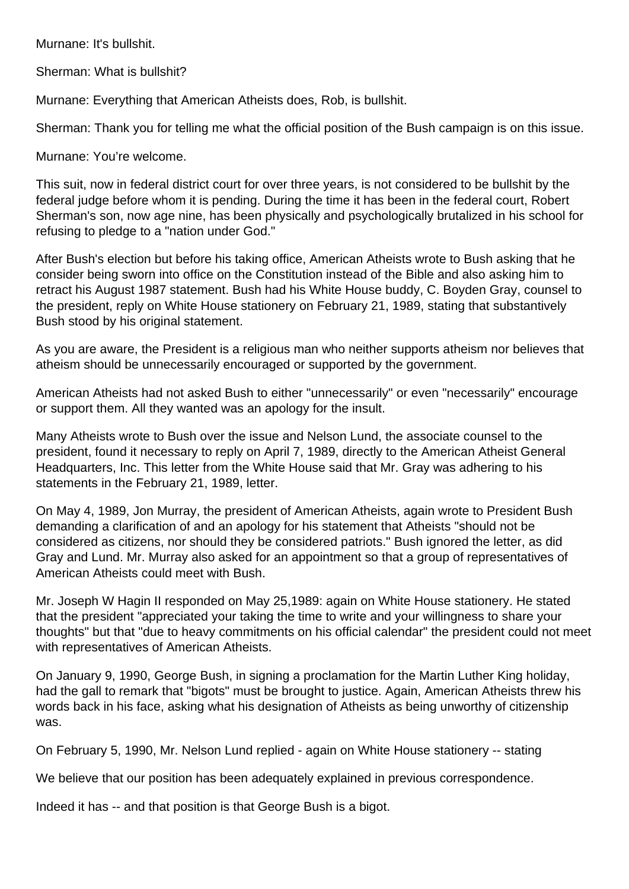Murnane: It's bullshit.

Sherman: What is bullshit?

Murnane: Everything that American Atheists does, Rob, is bullshit.

Sherman: Thank you for telling me what the official position of the Bush campaign is on this issue.

Murnane: You’re welcome.

This suit, now in federal district court for over three years, is not considered to be bullshit by the federal judge before whom it is pending. During the time it has been in the federal court, Robert Sherman's son, now age nine, has been physically and psychologically brutalized in his school for refusing to pledge to a "nation under God."

After Bush's election but before his taking office, American Atheists wrote to Bush asking that he consider being sworn into office on the Constitution instead of the Bible and also asking him to retract his August 1987 statement. Bush had his White House buddy, C. Boyden Gray, counsel to the president, reply on White House stationery on February 21, 1989, stating that substantively Bush stood by his original statement.

As you are aware, the President is a religious man who neither supports atheism nor believes that atheism should be unnecessarily encouraged or supported by the government.

American Atheists had not asked Bush to either "unnecessarily" or even "necessarily" encourage or support them. All they wanted was an apology for the insult.

Many Atheists wrote to Bush over the issue and Nelson Lund, the associate counsel to the president, found it necessary to reply on April 7, 1989, directly to the American Atheist General Headquarters, Inc. This letter from the White House said that Mr. Gray was adhering to his statements in the February 21, 1989, letter.

On May 4, 1989, Jon Murray, the president of American Atheists, again wrote to President Bush demanding a clarification of and an apology for his statement that Atheists "should not be considered as citizens, nor should they be considered patriots." Bush ignored the letter, as did Gray and Lund. Mr. Murray also asked for an appointment so that a group of representatives of American Atheists could meet with Bush.

Mr. Joseph W Hagin II responded on May 25,1989: again on White House stationery. He stated that the president "appreciated your taking the time to write and your willingness to share your thoughts" but that "due to heavy commitments on his official calendar" the president could not meet with representatives of American Atheists.

On January 9, 1990, George Bush, in signing a proclamation for the Martin Luther King holiday, had the gall to remark that "bigots" must be brought to justice. Again, American Atheists threw his words back in his face, asking what his designation of Atheists as being unworthy of citizenship was.

On February 5, 1990, Mr. Nelson Lund replied - again on White House stationery -- stating

We believe that our position has been adequately explained in previous correspondence.

Indeed it has -- and that position is that George Bush is a bigot.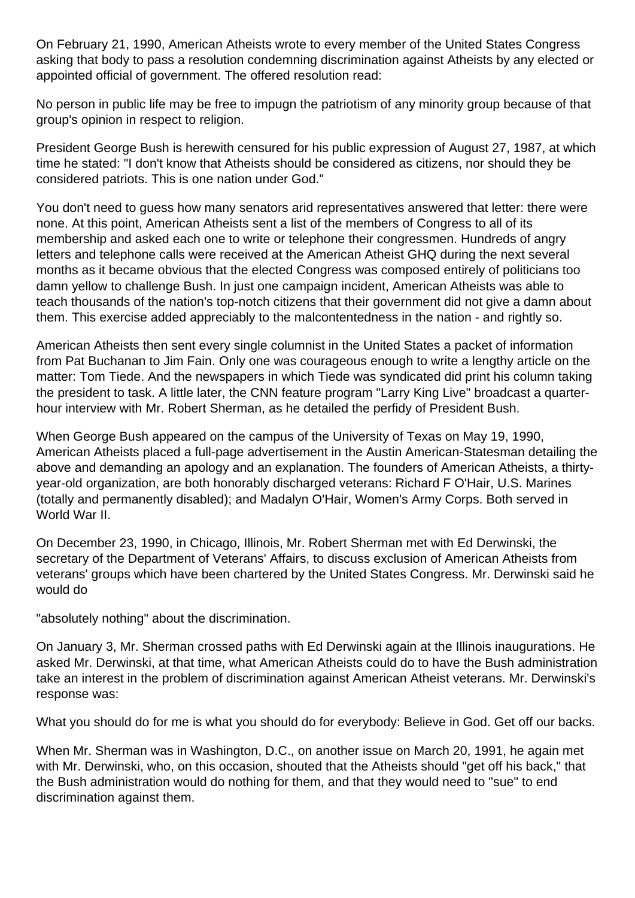On February 21, 1990, American Atheists wrote to every member of the United States Congress asking that body to pass a resolution condemning discrimination against Atheists by any elected or appointed official of government. The offered resolution read:

No person in public life may be free to impugn the patriotism of any minority group because of that group's opinion in respect to religion.

President George Bush is herewith censured for his public expression of August 27, 1987, at which time he stated: "I don't know that Atheists should be considered as citizens, nor should they be considered patriots. This is one nation under God."

You don't need to guess how many senators arid representatives answered that letter: there were none. At this point, American Atheists sent a list of the members of Congress to all of its membership and asked each one to write or telephone their congressmen. Hundreds of angry letters and telephone calls were received at the American Atheist GHQ during the next several months as it became obvious that the elected Congress was composed entirely of politicians too damn yellow to challenge Bush. In just one campaign incident, American Atheists was able to teach thousands of the nation's top-notch citizens that their government did not give a damn about them. This exercise added appreciably to the malcontentedness in the nation - and rightly so.

American Atheists then sent every single columnist in the United States a packet of information from Pat Buchanan to Jim Fain. Only one was courageous enough to write a lengthy article on the matter: Tom Tiede. And the newspapers in which Tiede was syndicated did print his column taking the president to task. A little later, the CNN feature program "Larry King Live" broadcast a quarter-hour interview with Mr. Robert Sherman, as he detailed the perfidy of President Bush.

When George Bush appeared on the campus of the University of Texas on May 19, 1990, American Atheists placed a full-page advertisement in the Austin American-Statesman detailing the above and demanding an apology and an explanation. The founders of American Atheists, a thirty-year-old organization, are both honorably discharged veterans: Richard F O'Hair, U.S. Marines (totally and permanently disabled); and Madalyn O'Hair, Women's Army Corps. Both served in World War II.

On December 23, 1990, in Chicago, Illinois, Mr. Robert Sherman met with Ed Derwinski, the secretary of the Department of Veterans' Affairs, to discuss exclusion of American Atheists from veterans' groups which have been chartered by the United States Congress. Mr. Derwinski said he would do

"absolutely nothing" about the discrimination.

On January 3, Mr. Sherman crossed paths with Ed Derwinski again at the Illinois inaugurations. He asked Mr. Derwinski, at that time, what American Atheists could do to have the Bush administration take an interest in the problem of discrimination against American Atheist veterans. Mr. Derwinski's response was:

What you should do for me is what you should do for everybody: Believe in God. Get off our backs.

When Mr. Sherman was in Washington, D.C., on another issue on March 20, 1991, he again met with Mr. Derwinski, who, on this occasion, shouted that the Atheists should "get off his back," that the Bush administration would do nothing for them, and that they would need to "sue" to end discrimination against them.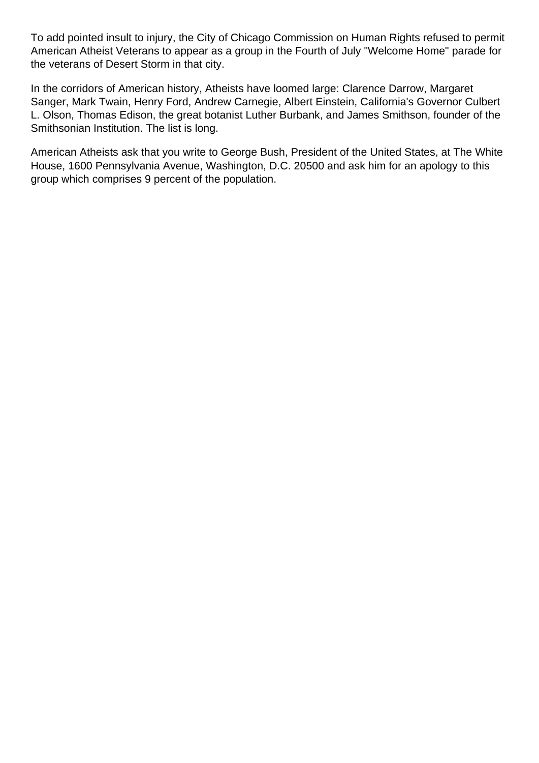To add pointed insult to injury, the City of Chicago Commission on Human Rights refused to permit American Atheist Veterans to appear as a group in the Fourth of July "Welcome Home" parade for the veterans of Desert Storm in that city.

In the corridors of American history, Atheists have loomed large: Clarence Darrow, Margaret Sanger, Mark Twain, Henry Ford, Andrew Carnegie, Albert Einstein, California's Governor Culbert L. Olson, Thomas Edison, the great botanist Luther Burbank, and James Smithson, founder of the Smithsonian Institution. The list is long.

American Atheists ask that you write to George Bush, President of the United States, at The White House, 1600 Pennsylvania Avenue, Washington, D.C. 20500 and ask him for an apology to this group which comprises 9 percent of the population.